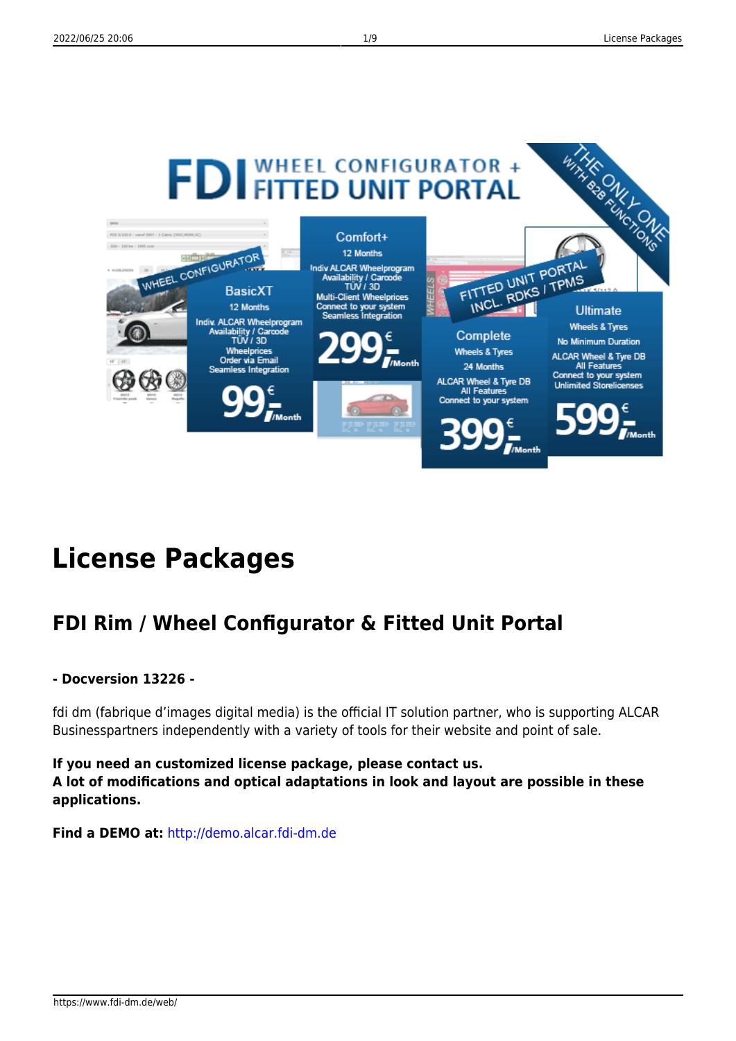# License Packages

## FDI Rim / Wheel Configurator & Fitted Unit Portal

**- Docversion 13226 -**

fdi dm (fabrique d'images digital media) is the official IT solution partner, who is supporting ALCAR Businesspartners independently with a variety of tools for their website and point of sale.

**If you need an customized license package, please contact us.**
**A lot of modifications and optical adaptations in look and layout are possible in these applications.**

**Find a DEMO at:** http://demo.alcar.fdi-dm.de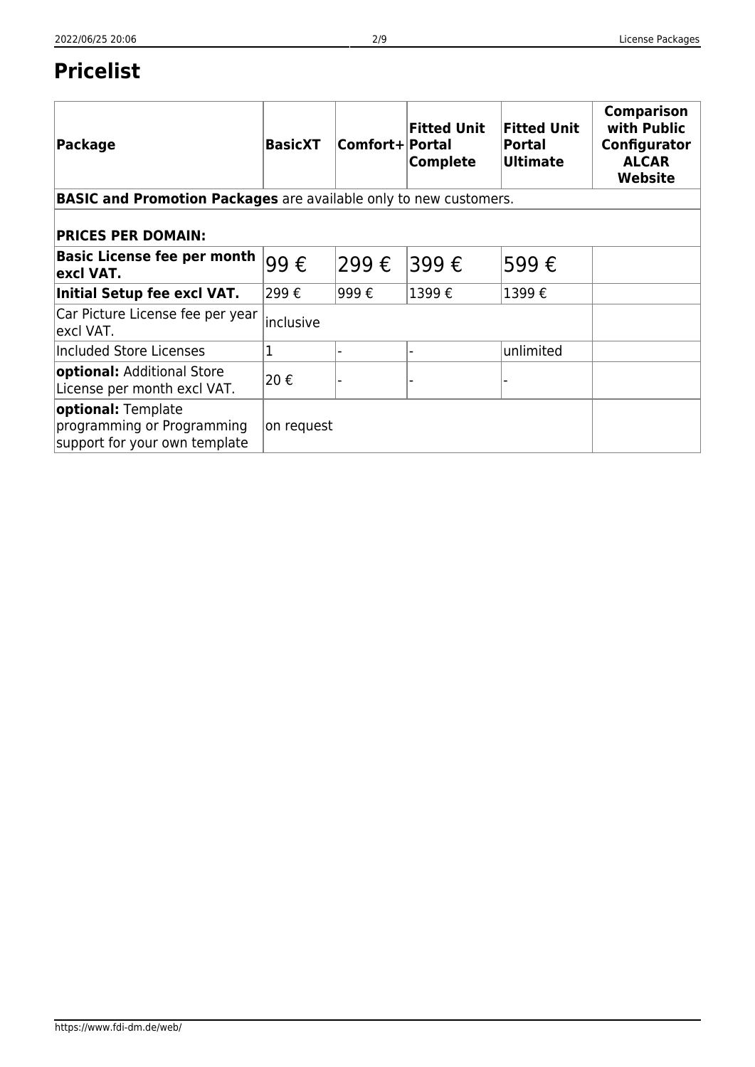# Pricelist

| Package | BasicXT | Comfort+ | Fitted Unit Portal Complete | Fitted Unit Portal Ultimate | Comparison with Public Configurator ALCAR Website |
|---|---|---|---|---|---|
| **BASIC and Promotion Packages** are available only to new customers. | | | | | |
| **PRICES PER DOMAIN:** | | | | | |
| **Basic License fee per month excl VAT.** | 99 € | 299 € | 399 € | 599 € | |
| **Initial Setup fee excl VAT.** | 299 € | 999 € | 1399 € | 1399 € | |
| Car Picture License fee per year excl VAT. | inclusive | | | | |
| Included Store Licenses | 1 | - | - | unlimited | |
| **optional:** Additional Store License per month excl VAT. | 20 € | - | - | - | |
| **optional:** Template programming or Programming support for your own template | on request | | | | |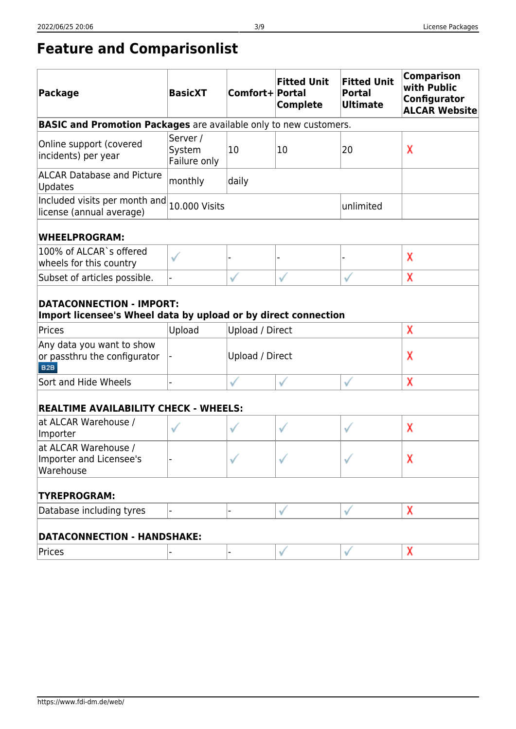## Feature and Comparisonlist

| Package | BasicXT | Comfort+ | Fitted Unit Portal Complete | Fitted Unit Portal Ultimate | Comparison with Public Configurator ALCAR Website |
|---|---|---|---|---|---|
| **BASIC and Promotion Packages** are available only to new customers. | | | | | |
| Online support (covered incidents) per year | Server / System Failure only | 10 | 10 | 20 | ✗ |
| ALCAR Database and Picture Updates | monthly | daily | | | |
| Included visits per month and license (annual average) | 10.000 Visits | | | unlimited | |
| **WHEELPROGRAM:** | | | | | |
| 100% of ALCAR`s offered wheels for this country | ✓ | - | - | - | ✗ |
| Subset of articles possible. | - | ✓ | ✓ | ✓ | ✗ |
| **DATACONNECTION - IMPORT: Import licensee's Wheel data by upload or by direct connection** | | | | | |
| Prices | Upload | Upload / Direct | | | ✗ |
| Any data you want to show or passthru the configurator B2B | - | Upload / Direct | | | ✗ |
| Sort and Hide Wheels | - | ✓ | ✓ | ✓ | ✗ |
| **REALTIME AVAILABILITY CHECK - WHEELS:** | | | | | |
| at ALCAR Warehouse / Importer | ✓ | ✓ | ✓ | ✓ | ✗ |
| at ALCAR Warehouse / Importer and Licensee's Warehouse | - | ✓ | ✓ | ✓ | ✗ |
| **TYREPROGRAM:** | | | | | |
| Database including tyres | - | - | ✓ | ✓ | ✗ |
| **DATACONNECTION - HANDSHAKE:** | | | | | |
| Prices | - | - | ✓ | ✓ | ✗ |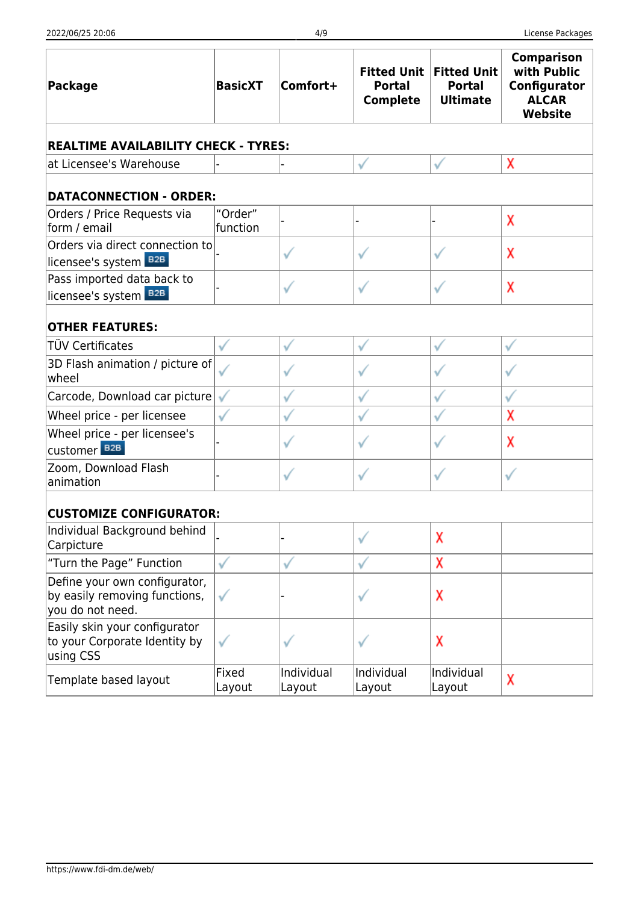| Package | BasicXT | Comfort+ | Fitted Unit Portal Complete | Fitted Unit Portal Ultimate | Comparison with Public Configurator ALCAR Website |
|---|---|---|---|---|---|
| **REALTIME AVAILABILITY CHECK - TYRES:** | | | | | |
| at Licensee's Warehouse | - | - | ✓ | ✓ | X |
| **DATACONNECTION - ORDER:** | | | | | |
| Orders / Price Requests via form / email | "Order" function | - | - | - | X |
| Orders via direct connection to licensee's system B2B | - | ✓ | ✓ | ✓ | X |
| Pass imported data back to licensee's system B2B | - | ✓ | ✓ | ✓ | X |
| **OTHER FEATURES:** | | | | | |
| TÜV Certificates | ✓ | ✓ | ✓ | ✓ | ✓ |
| 3D Flash animation / picture of wheel | ✓ | ✓ | ✓ | ✓ | ✓ |
| Carcode, Download car picture | ✓ | ✓ | ✓ | ✓ | ✓ |
| Wheel price - per licensee | ✓ | ✓ | ✓ | ✓ | X |
| Wheel price - per licensee's customer B2B | - | ✓ | ✓ | ✓ | X |
| Zoom, Download Flash animation | - | ✓ | ✓ | ✓ | ✓ |
| **CUSTOMIZE CONFIGURATOR:** | | | | | |
| Individual Background behind Carpicture | - | - | ✓ | X | |
| "Turn the Page" Function | ✓ | ✓ | ✓ | X | |
| Define your own configurator, by easily removing functions, you do not need. | ✓ | - | ✓ | X | |
| Easily skin your configurator to your Corporate Identity by using CSS | ✓ | ✓ | ✓ | X | |
| Template based layout | Fixed Layout | Individual Layout | Individual Layout | Individual Layout | X |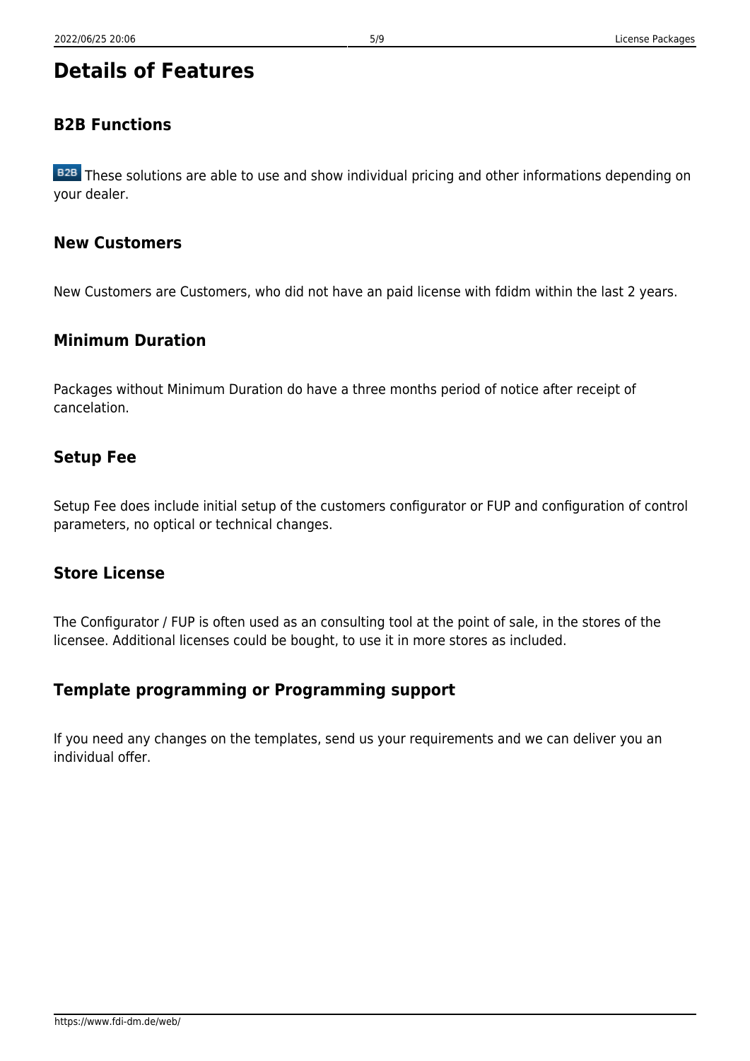# Details of Features

## B2B Functions

B2B These solutions are able to use and show individual pricing and other informations depending on your dealer.

## New Customers

New Customers are Customers, who did not have an paid license with fdidm within the last 2 years.

## Minimum Duration

Packages without Minimum Duration do have a three months period of notice after receipt of cancelation.

## Setup Fee

Setup Fee does include initial setup of the customers configurator or FUP and configuration of control parameters, no optical or technical changes.

## Store License

The Configurator / FUP is often used as an consulting tool at the point of sale, in the stores of the licensee. Additional licenses could be bought, to use it in more stores as included.

## Template programming or Programming support

If you need any changes on the templates, send us your requirements and we can deliver you an individual offer.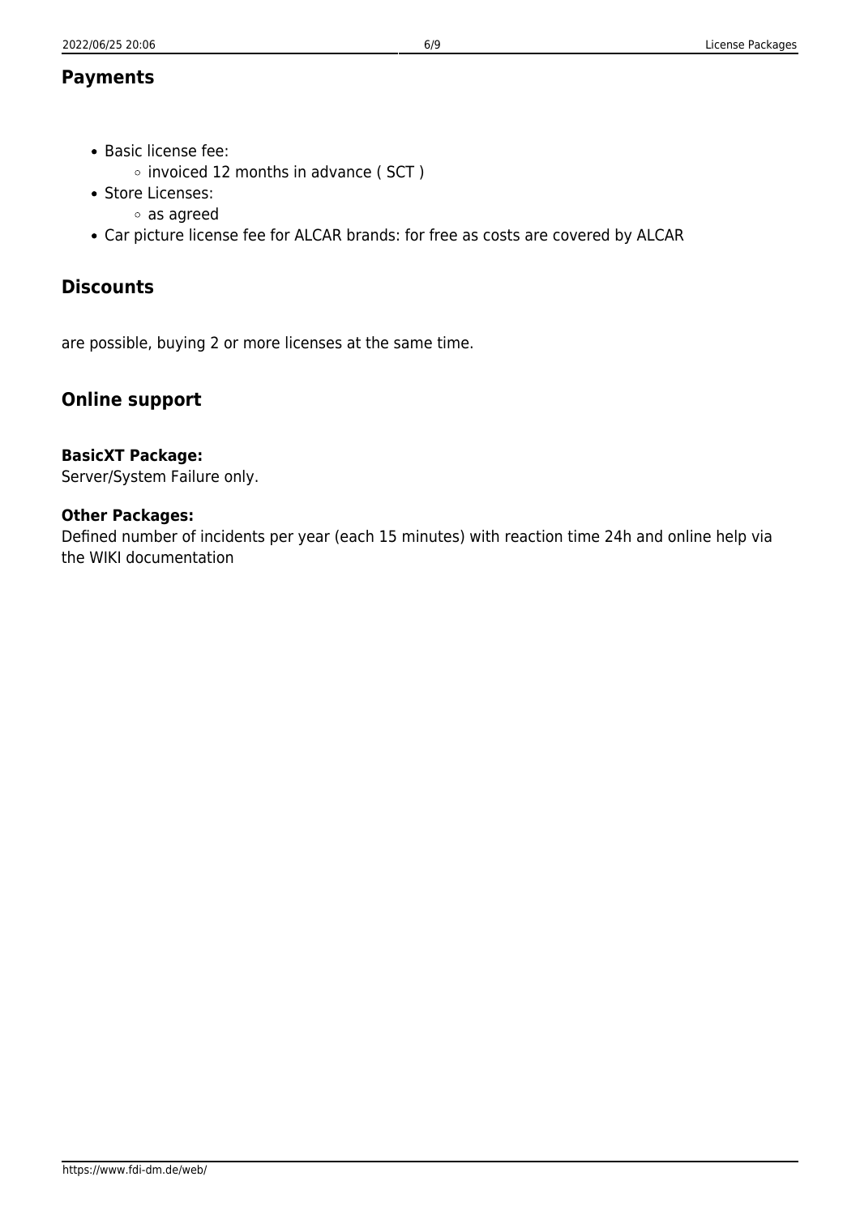## Payments

- Basic license fee:
  - invoiced 12 months in advance ( SCT )
- Store Licenses:
  - as agreed
- Car picture license fee for ALCAR brands: for free as costs are covered by ALCAR

## Discounts

are possible, buying 2 or more licenses at the same time.

## Online support

**BasicXT Package:**
Server/System Failure only.

**Other Packages:**
Defined number of incidents per year (each 15 minutes) with reaction time 24h and online help via the WIKI documentation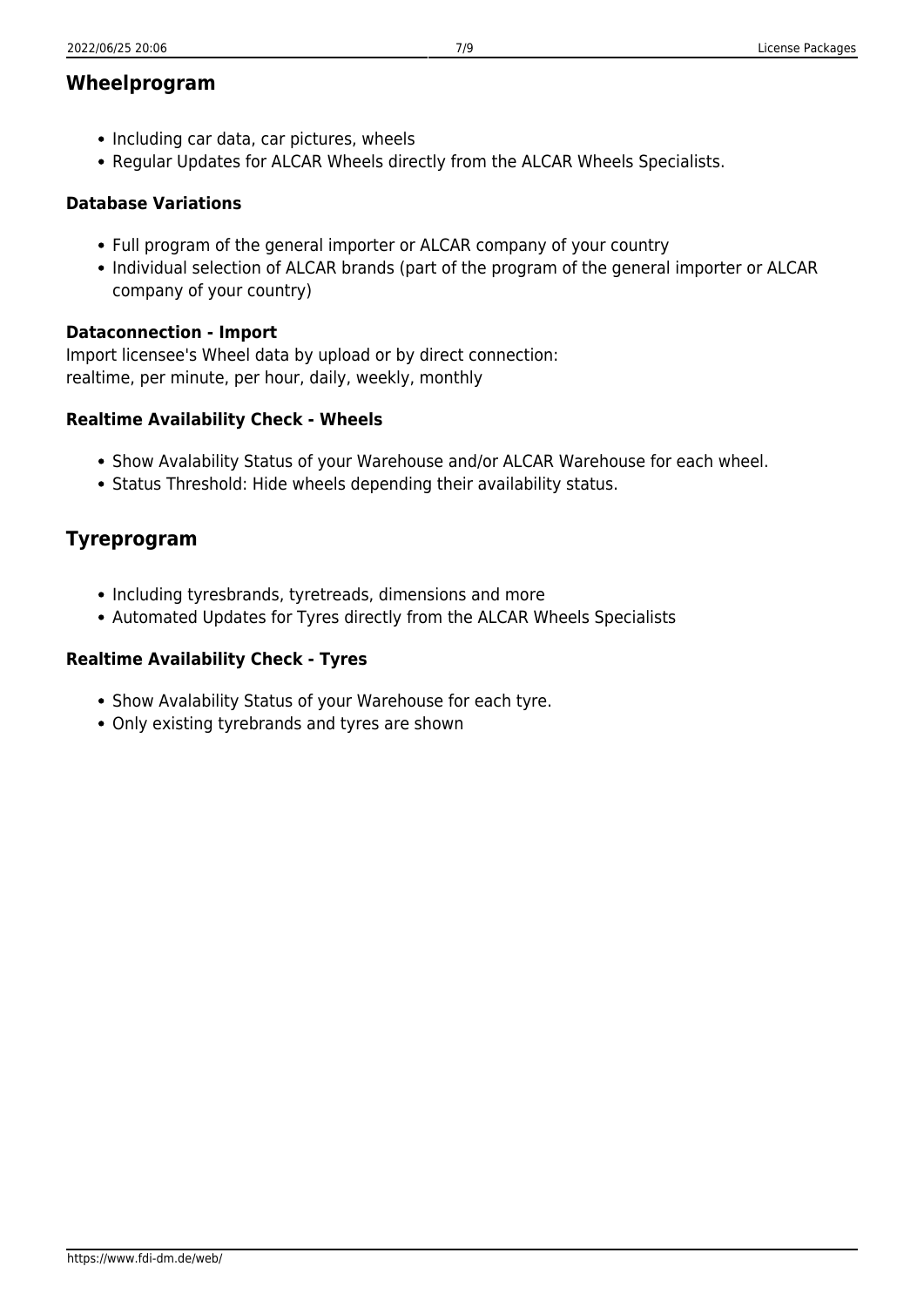## Wheelprogram

- Including car data, car pictures, wheels
- Regular Updates for ALCAR Wheels directly from the ALCAR Wheels Specialists.

### Database Variations

- Full program of the general importer or ALCAR company of your country
- Individual selection of ALCAR brands (part of the program of the general importer or ALCAR company of your country)

### Dataconnection - Import

Import licensee's Wheel data by upload or by direct connection:
realtime, per minute, per hour, daily, weekly, monthly

### Realtime Availability Check - Wheels

- Show Avalability Status of your Warehouse and/or ALCAR Warehouse for each wheel.
- Status Threshold: Hide wheels depending their availability status.

## Tyreprogram

- Including tyresbrands, tyretreads, dimensions and more
- Automated Updates for Tyres directly from the ALCAR Wheels Specialists

### Realtime Availability Check - Tyres

- Show Avalability Status of your Warehouse for each tyre.
- Only existing tyrebrands and tyres are shown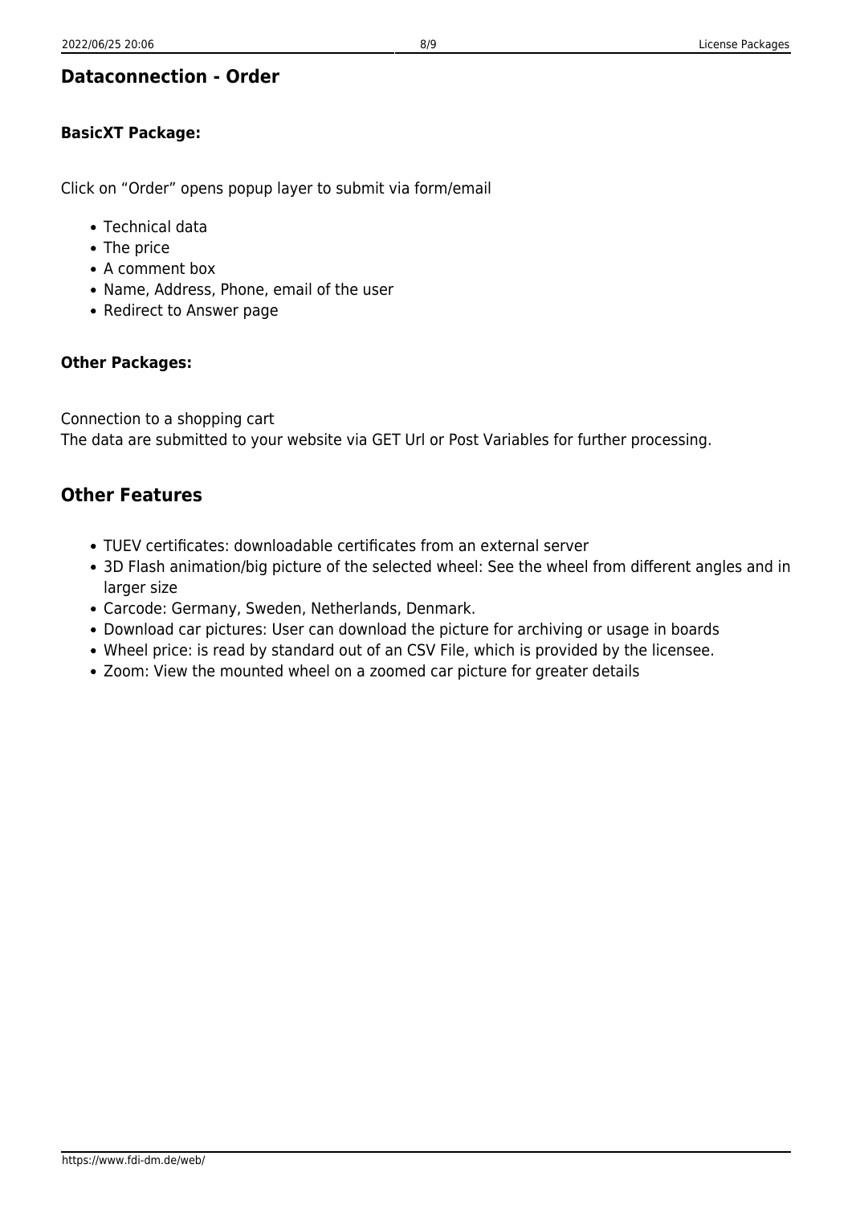## Dataconnection - Order

### BasicXT Package:

Click on “Order” opens popup layer to submit via form/email

- Technical data
- The price
- A comment box
- Name, Address, Phone, email of the user
- Redirect to Answer page

### Other Packages:

Connection to a shopping cart
The data are submitted to your website via GET Url or Post Variables for further processing.

## Other Features

- TUEV certificates: downloadable certificates from an external server
- 3D Flash animation/big picture of the selected wheel: See the wheel from different angles and in larger size
- Carcode: Germany, Sweden, Netherlands, Denmark.
- Download car pictures: User can download the picture for archiving or usage in boards
- Wheel price: is read by standard out of an CSV File, which is provided by the licensee.
- Zoom: View the mounted wheel on a zoomed car picture for greater details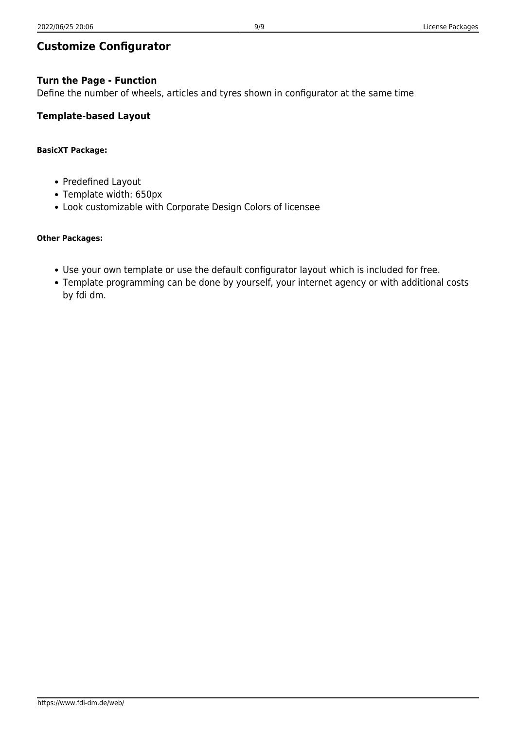## Customize Configurator

### Turn the Page - Function

Define the number of wheels, articles and tyres shown in configurator at the same time

### Template-based Layout

#### BasicXT Package:

- Predefined Layout
- Template width: 650px
- Look customizable with Corporate Design Colors of licensee

#### Other Packages:

- Use your own template or use the default configurator layout which is included for free.
- Template programming can be done by yourself, your internet agency or with additional costs by fdi dm.